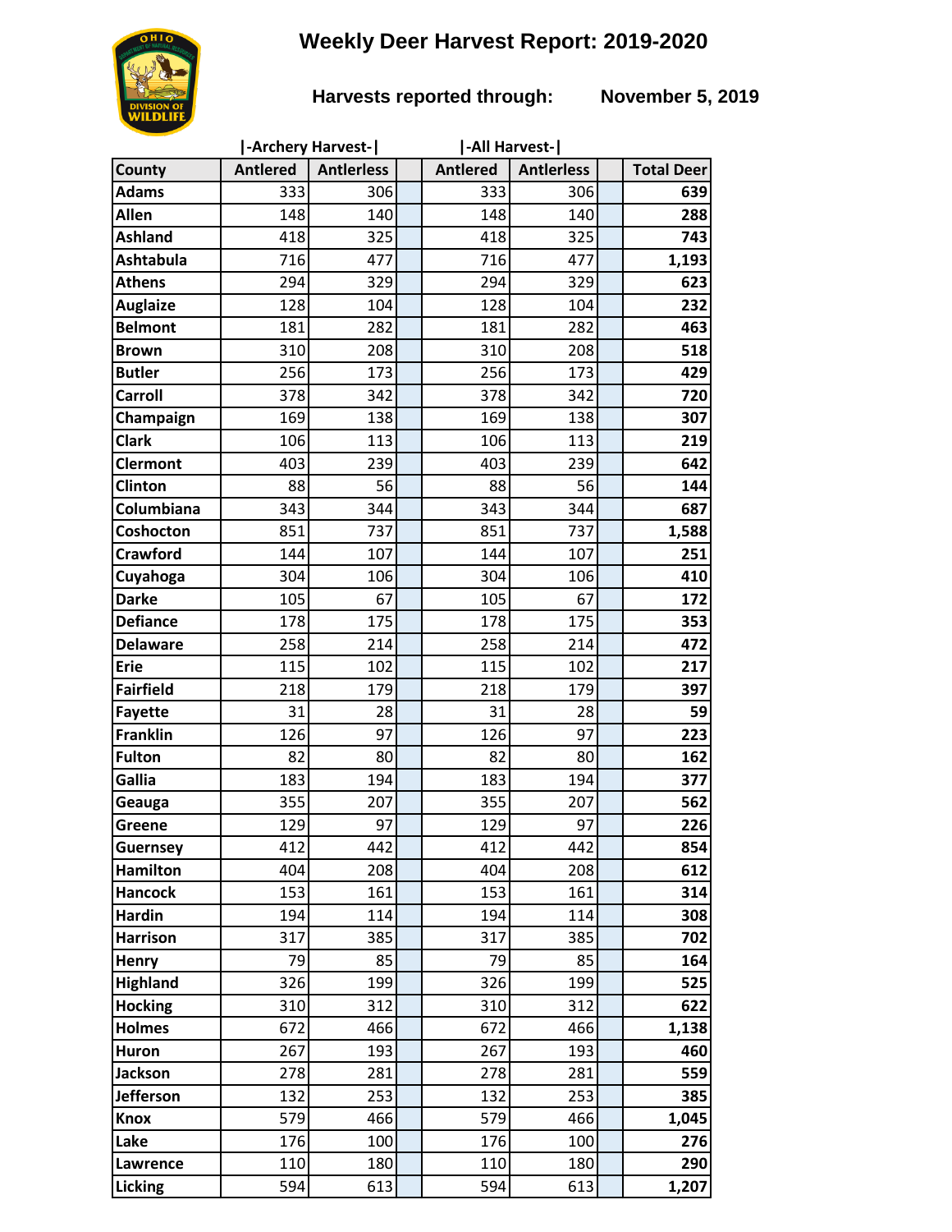# Weekly Deer Harvest Report: 2019-2020

**Harvests reported through: November 5, 2019**

| County | \|-Archery Harvest-\| | | | \|-All Harvest-\| | | | |
|---|---|---|---|---|---|---|---|
| County | Antlered | Antlerless | | Antlered | Antlerless | | Total Deer |
| Adams | 333 | 306 | | 333 | 306 | | **639** |
| Allen | 148 | 140 | | 148 | 140 | | **288** |
| Ashland | 418 | 325 | | 418 | 325 | | **743** |
| Ashtabula | 716 | 477 | | 716 | 477 | | **1,193** |
| Athens | 294 | 329 | | 294 | 329 | | **623** |
| Auglaize | 128 | 104 | | 128 | 104 | | **232** |
| Belmont | 181 | 282 | | 181 | 282 | | **463** |
| Brown | 310 | 208 | | 310 | 208 | | **518** |
| Butler | 256 | 173 | | 256 | 173 | | **429** |
| Carroll | 378 | 342 | | 378 | 342 | | **720** |
| Champaign | 169 | 138 | | 169 | 138 | | **307** |
| Clark | 106 | 113 | | 106 | 113 | | **219** |
| Clermont | 403 | 239 | | 403 | 239 | | **642** |
| Clinton | 88 | 56 | | 88 | 56 | | **144** |
| Columbiana | 343 | 344 | | 343 | 344 | | **687** |
| Coshocton | 851 | 737 | | 851 | 737 | | **1,588** |
| Crawford | 144 | 107 | | 144 | 107 | | **251** |
| Cuyahoga | 304 | 106 | | 304 | 106 | | **410** |
| Darke | 105 | 67 | | 105 | 67 | | **172** |
| Defiance | 178 | 175 | | 178 | 175 | | **353** |
| Delaware | 258 | 214 | | 258 | 214 | | **472** |
| Erie | 115 | 102 | | 115 | 102 | | **217** |
| Fairfield | 218 | 179 | | 218 | 179 | | **397** |
| Fayette | 31 | 28 | | 31 | 28 | | **59** |
| Franklin | 126 | 97 | | 126 | 97 | | **223** |
| Fulton | 82 | 80 | | 82 | 80 | | **162** |
| Gallia | 183 | 194 | | 183 | 194 | | **377** |
| Geauga | 355 | 207 | | 355 | 207 | | **562** |
| Greene | 129 | 97 | | 129 | 97 | | **226** |
| Guernsey | 412 | 442 | | 412 | 442 | | **854** |
| Hamilton | 404 | 208 | | 404 | 208 | | **612** |
| Hancock | 153 | 161 | | 153 | 161 | | **314** |
| Hardin | 194 | 114 | | 194 | 114 | | **308** |
| Harrison | 317 | 385 | | 317 | 385 | | **702** |
| Henry | 79 | 85 | | 79 | 85 | | **164** |
| Highland | 326 | 199 | | 326 | 199 | | **525** |
| Hocking | 310 | 312 | | 310 | 312 | | **622** |
| Holmes | 672 | 466 | | 672 | 466 | | **1,138** |
| Huron | 267 | 193 | | 267 | 193 | | **460** |
| Jackson | 278 | 281 | | 278 | 281 | | **559** |
| Jefferson | 132 | 253 | | 132 | 253 | | **385** |
| Knox | 579 | 466 | | 579 | 466 | | **1,045** |
| Lake | 176 | 100 | | 176 | 100 | | **276** |
| Lawrence | 110 | 180 | | 110 | 180 | | **290** |
| Licking | 594 | 613 | | 594 | 613 | | **1,207** |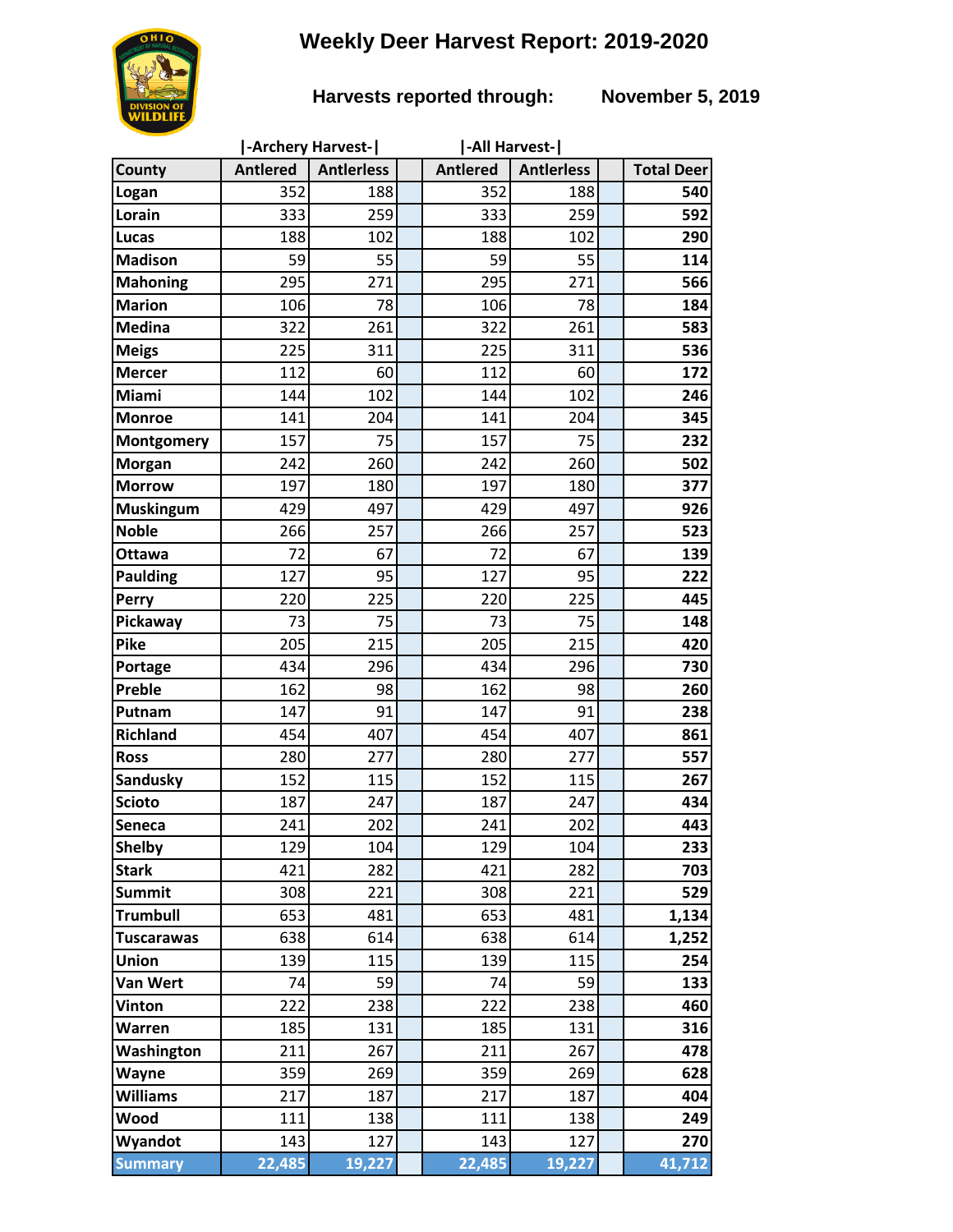# Weekly Deer Harvest Report: 2019-2020

**Harvests reported through: November 5, 2019**

| | \|-Archery Harvest-\| | | | \|-All Harvest-\| | | | |
|---|---|---|---|---|---|---|---|
| **County** | **Antlered** | **Antlerless** | | **Antlered** | **Antlerless** | | **Total Deer** |
| **Logan** | 352 | 188 | | 352 | 188 | | **540** |
| **Lorain** | 333 | 259 | | 333 | 259 | | **592** |
| **Lucas** | 188 | 102 | | 188 | 102 | | **290** |
| **Madison** | 59 | 55 | | 59 | 55 | | **114** |
| **Mahoning** | 295 | 271 | | 295 | 271 | | **566** |
| **Marion** | 106 | 78 | | 106 | 78 | | **184** |
| **Medina** | 322 | 261 | | 322 | 261 | | **583** |
| **Meigs** | 225 | 311 | | 225 | 311 | | **536** |
| **Mercer** | 112 | 60 | | 112 | 60 | | **172** |
| **Miami** | 144 | 102 | | 144 | 102 | | **246** |
| **Monroe** | 141 | 204 | | 141 | 204 | | **345** |
| **Montgomery** | 157 | 75 | | 157 | 75 | | **232** |
| **Morgan** | 242 | 260 | | 242 | 260 | | **502** |
| **Morrow** | 197 | 180 | | 197 | 180 | | **377** |
| **Muskingum** | 429 | 497 | | 429 | 497 | | **926** |
| **Noble** | 266 | 257 | | 266 | 257 | | **523** |
| **Ottawa** | 72 | 67 | | 72 | 67 | | **139** |
| **Paulding** | 127 | 95 | | 127 | 95 | | **222** |
| **Perry** | 220 | 225 | | 220 | 225 | | **445** |
| **Pickaway** | 73 | 75 | | 73 | 75 | | **148** |
| **Pike** | 205 | 215 | | 205 | 215 | | **420** |
| **Portage** | 434 | 296 | | 434 | 296 | | **730** |
| **Preble** | 162 | 98 | | 162 | 98 | | **260** |
| **Putnam** | 147 | 91 | | 147 | 91 | | **238** |
| **Richland** | 454 | 407 | | 454 | 407 | | **861** |
| **Ross** | 280 | 277 | | 280 | 277 | | **557** |
| **Sandusky** | 152 | 115 | | 152 | 115 | | **267** |
| **Scioto** | 187 | 247 | | 187 | 247 | | **434** |
| **Seneca** | 241 | 202 | | 241 | 202 | | **443** |
| **Shelby** | 129 | 104 | | 129 | 104 | | **233** |
| **Stark** | 421 | 282 | | 421 | 282 | | **703** |
| **Summit** | 308 | 221 | | 308 | 221 | | **529** |
| **Trumbull** | 653 | 481 | | 653 | 481 | | **1,134** |
| **Tuscarawas** | 638 | 614 | | 638 | 614 | | **1,252** |
| **Union** | 139 | 115 | | 139 | 115 | | **254** |
| **Van Wert** | 74 | 59 | | 74 | 59 | | **133** |
| **Vinton** | 222 | 238 | | 222 | 238 | | **460** |
| **Warren** | 185 | 131 | | 185 | 131 | | **316** |
| **Washington** | 211 | 267 | | 211 | 267 | | **478** |
| **Wayne** | 359 | 269 | | 359 | 269 | | **628** |
| **Williams** | 217 | 187 | | 217 | 187 | | **404** |
| **Wood** | 111 | 138 | | 111 | 138 | | **249** |
| **Wyandot** | 143 | 127 | | 143 | 127 | | **270** |
| **Summary** | **22,485** | **19,227** | | **22,485** | **19,227** | | **41,712** |